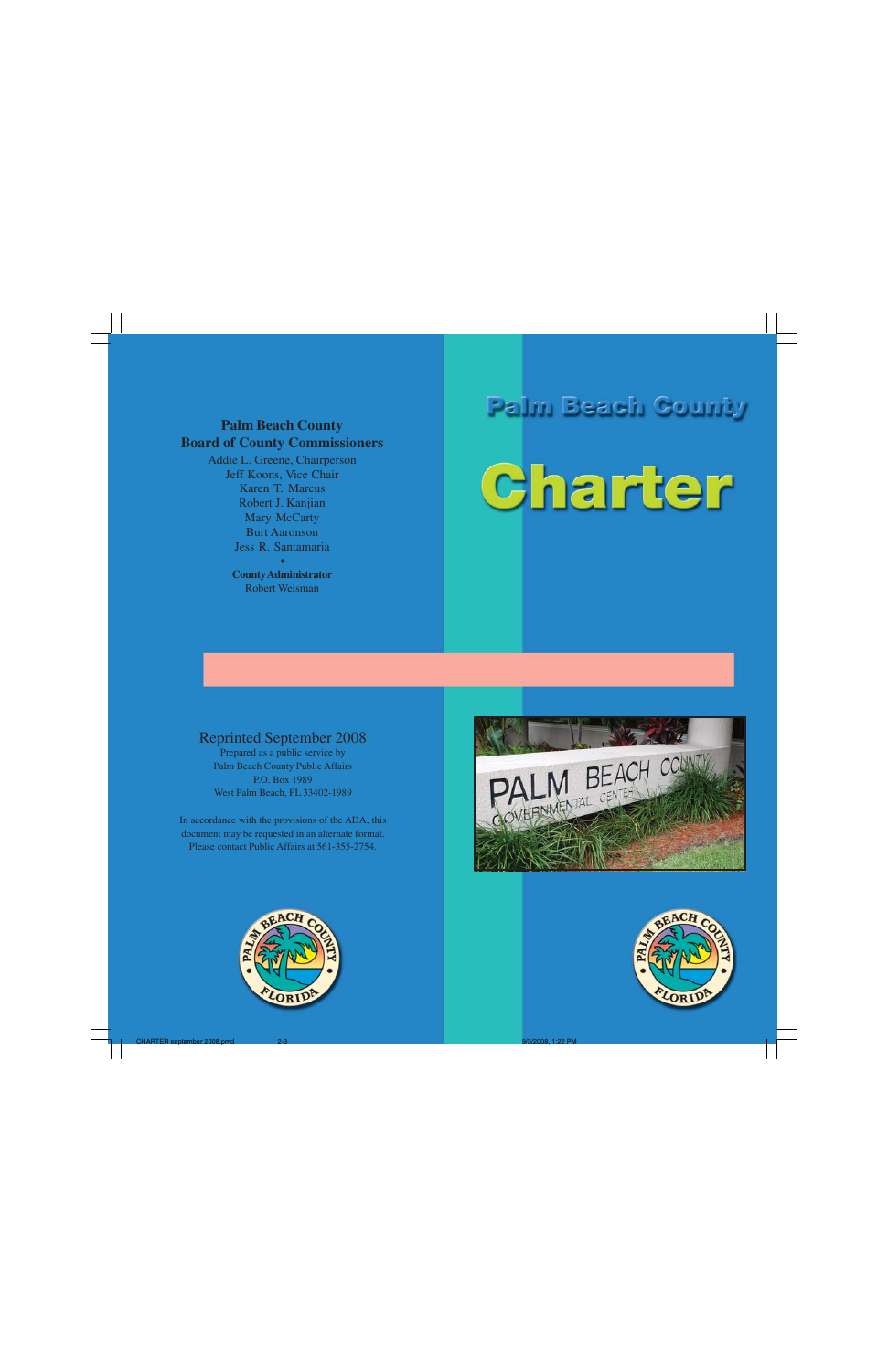# Palm Beach County

# Charter

**Palm Beach County**
**Board of County Commissioners**

Addie L. Greene, Chairperson
Jeff Koons, Vice Chair
Karen T. Marcus
Robert J. Kanjian
Mary McCarty
Burt Aaronson
Jess R. Santamaria

•

**County Administrator**
Robert Weisman

Reprinted September 2008

Prepared as a public service by
Palm Beach County Public Affairs
P.O. Box 1989
West Palm Beach, FL 33402-1989

In accordance with the provisions of the ADA, this document may be requested in an alternate format. Please contact Public Affairs at 561-355-2754.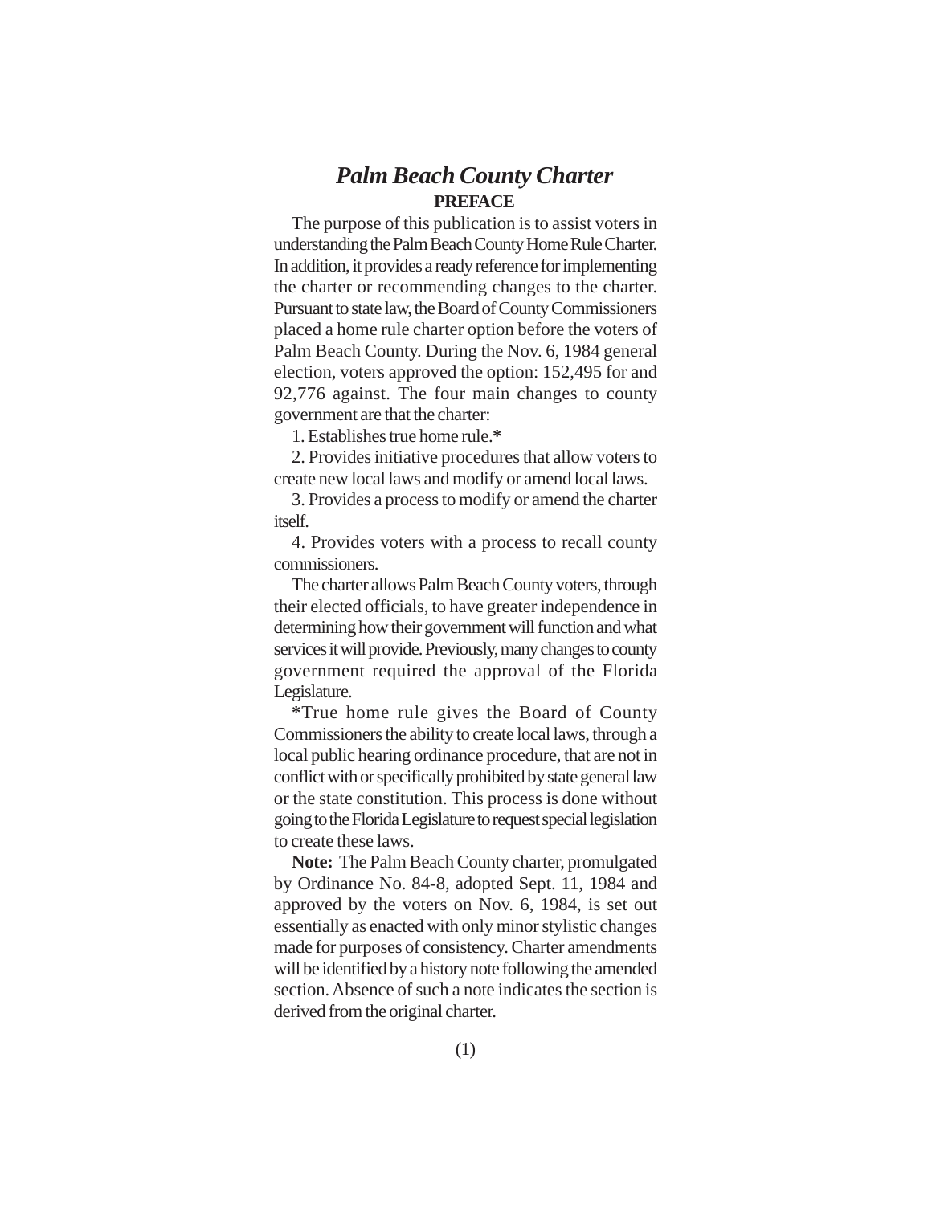# *Palm Beach County Charter*

## PREFACE

The purpose of this publication is to assist voters in understanding the Palm Beach County Home Rule Charter. In addition, it provides a ready reference for implementing the charter or recommending changes to the charter. Pursuant to state law, the Board of County Commissioners placed a home rule charter option before the voters of Palm Beach County. During the Nov. 6, 1984 general election, voters approved the option: 152,495 for and 92,776 against. The four main changes to county government are that the charter:

1. Establishes true home rule.**\***
2. Provides initiative procedures that allow voters to create new local laws and modify or amend local laws.
3. Provides a process to modify or amend the charter itself.
4. Provides voters with a process to recall county commissioners.

The charter allows Palm Beach County voters, through their elected officials, to have greater independence in determining how their government will function and what services it will provide. Previously, many changes to county government required the approval of the Florida Legislature.

**\***True home rule gives the Board of County Commissioners the ability to create local laws, through a local public hearing ordinance procedure, that are not in conflict with or specifically prohibited by state general law or the state constitution. This process is done without going to the Florida Legislature to request special legislation to create these laws.

**Note:** The Palm Beach County charter, promulgated by Ordinance No. 84-8, adopted Sept. 11, 1984 and approved by the voters on Nov. 6, 1984, is set out essentially as enacted with only minor stylistic changes made for purposes of consistency. Charter amendments will be identified by a history note following the amended section. Absence of such a note indicates the section is derived from the original charter.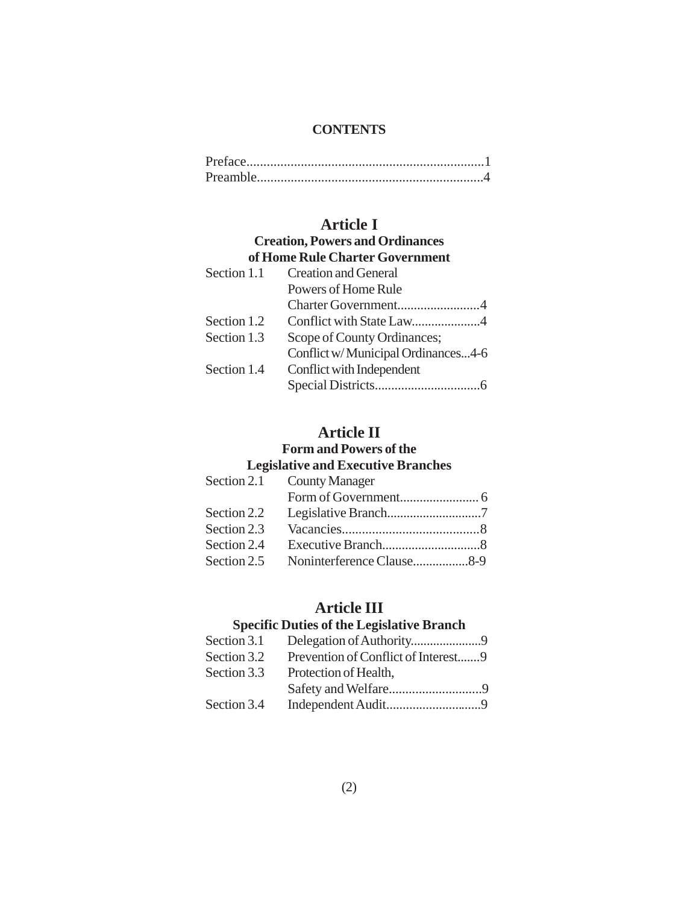## CONTENTS

Preface......................................................................1
Preamble...................................................................4

## Article I

### Creation, Powers and Ordinances of Home Rule Charter Government

| | |
|---|---|
| Section 1.1 | Creation and General Powers of Home Rule Charter Government.........................4 |
| Section 1.2 | Conflict with State Law.....................4 |
| Section 1.3 | Scope of County Ordinances; Conflict w/ Municipal Ordinances...4-6 |
| Section 1.4 | Conflict with Independent Special Districts................................6 |

## Article II

### Form and Powers of the Legislative and Executive Branches

| | |
|---|---|
| Section 2.1 | County Manager Form of Government........................ 6 |
| Section 2.2 | Legislative Branch............................7 |
| Section 2.3 | Vacancies.........................................8 |
| Section 2.4 | Executive Branch.............................8 |
| Section 2.5 | Noninterference Clause................8-9 |

## Article III

### Specific Duties of the Legislative Branch

| | |
|---|---|
| Section 3.1 | Delegation of Authority......................9 |
| Section 3.2 | Prevention of Conflict of Interest.......9 |
| Section 3.3 | Protection of Health, Safety and Welfare............................9 |
| Section 3.4 | Independent Audit............................9 |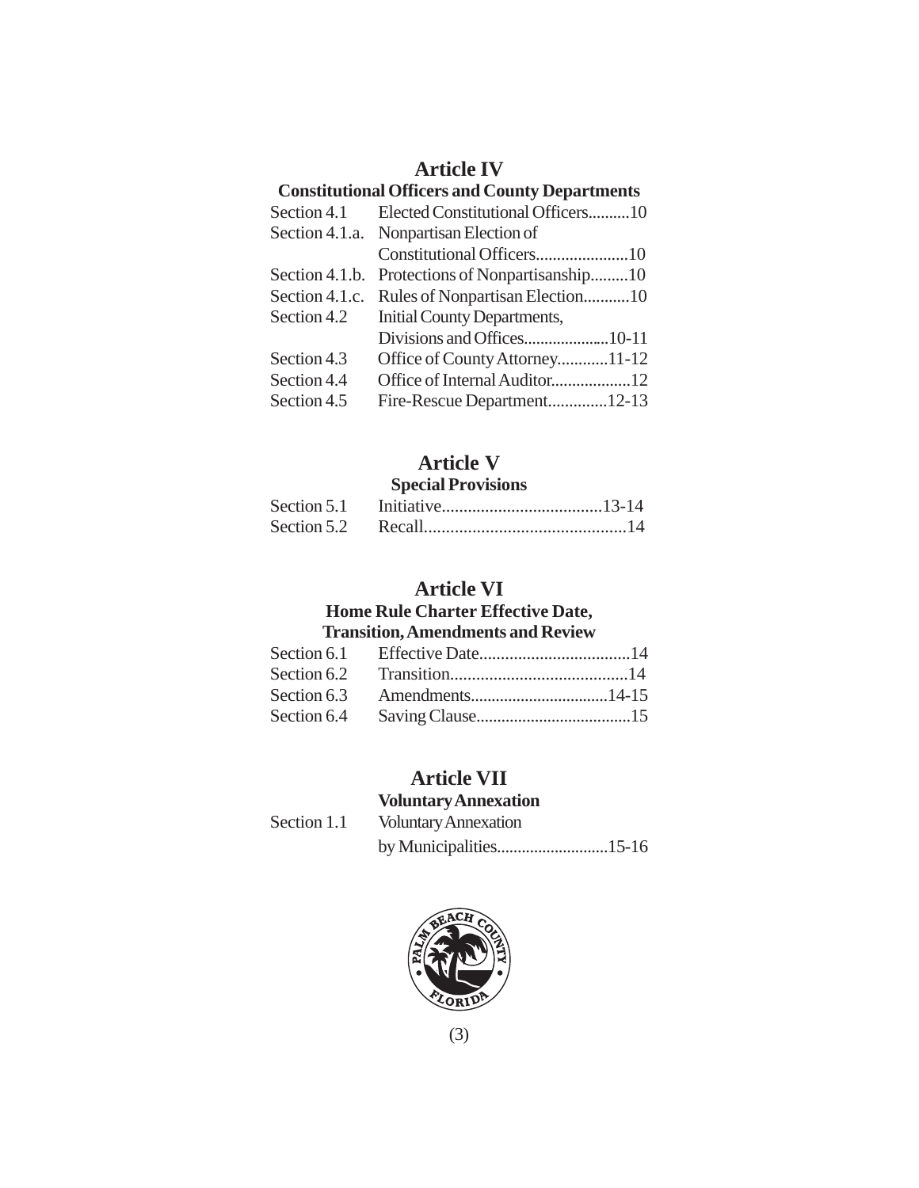## Article IV

### Constitutional Officers and County Departments

Section 4.1 Elected Constitutional Officers..........10
Section 4.1.a. Nonpartisan Election of Constitutional Officers......................10
Section 4.1.b. Protections of Nonpartisanship.........10
Section 4.1.c. Rules of Nonpartisan Election...........10
Section 4.2 Initial County Departments, Divisions and Offices....................10-11
Section 4.3 Office of County Attorney............11-12
Section 4.4 Office of Internal Auditor...................12
Section 4.5 Fire-Rescue Department.............12-13

## Article V

### Special Provisions

Section 5.1 Initiative.....................................13-14
Section 5.2 Recall.............................................14

## Article VI

### Home Rule Charter Effective Date, Transition, Amendments and Review

Section 6.1 Effective Date...................................14
Section 6.2 Transition.........................................14
Section 6.3 Amendments................................14-15
Section 6.4 Saving Clause....................................15

## Article VII

### Voluntary Annexation

Section 1.1 Voluntary Annexation by Municipalities..........................15-16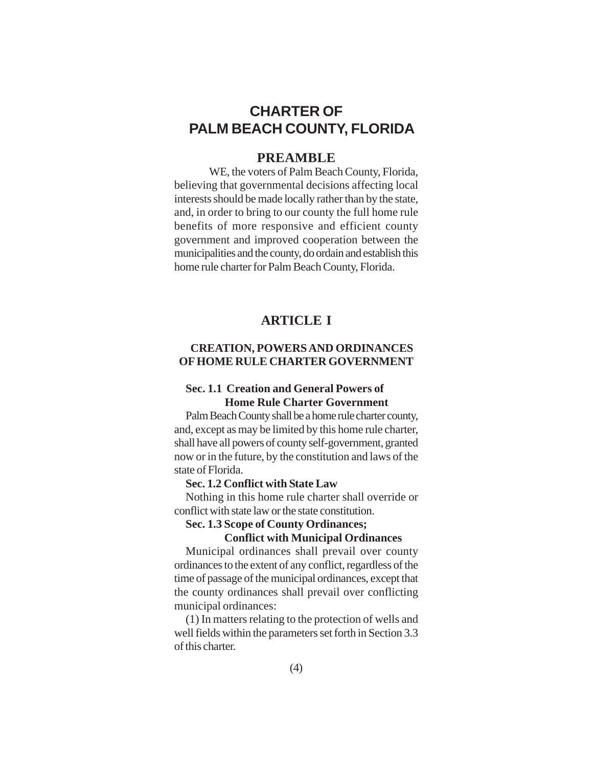# CHARTER OF PALM BEACH COUNTY, FLORIDA

## PREAMBLE

WE, the voters of Palm Beach County, Florida, believing that governmental decisions affecting local interests should be made locally rather than by the state, and, in order to bring to our county the full home rule benefits of more responsive and efficient county government and improved cooperation between the municipalities and the county, do ordain and establish this home rule charter for Palm Beach County, Florida.

## ARTICLE I

### CREATION, POWERS AND ORDINANCES OF HOME RULE CHARTER GOVERNMENT

**Sec. 1.1 Creation and General Powers of Home Rule Charter Government**

Palm Beach County shall be a home rule charter county, and, except as may be limited by this home rule charter, shall have all powers of county self-government, granted now or in the future, by the constitution and laws of the state of Florida.

**Sec. 1.2 Conflict with State Law**

Nothing in this home rule charter shall override or conflict with state law or the state constitution.

**Sec. 1.3 Scope of County Ordinances; Conflict with Municipal Ordinances**

Municipal ordinances shall prevail over county ordinances to the extent of any conflict, regardless of the time of passage of the municipal ordinances, except that the county ordinances shall prevail over conflicting municipal ordinances:

(1) In matters relating to the protection of wells and well fields within the parameters set forth in Section 3.3 of this charter.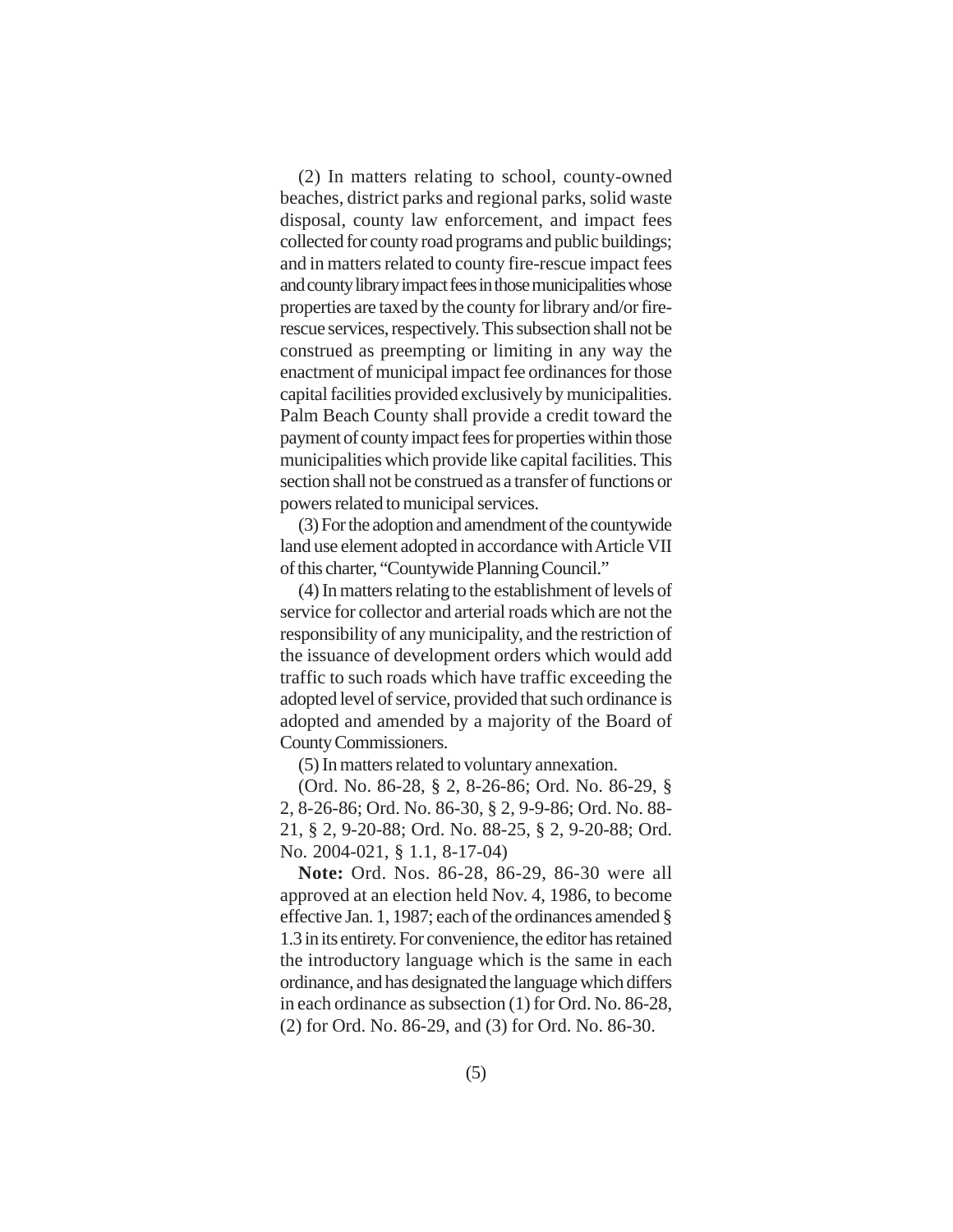(2) In matters relating to school, county-owned beaches, district parks and regional parks, solid waste disposal, county law enforcement, and impact fees collected for county road programs and public buildings; and in matters related to county fire-rescue impact fees and county library impact fees in those municipalities whose properties are taxed by the county for library and/or fire-rescue services, respectively. This subsection shall not be construed as preempting or limiting in any way the enactment of municipal impact fee ordinances for those capital facilities provided exclusively by municipalities. Palm Beach County shall provide a credit toward the payment of county impact fees for properties within those municipalities which provide like capital facilities. This section shall not be construed as a transfer of functions or powers related to municipal services.

(3) For the adoption and amendment of the countywide land use element adopted in accordance with Article VII of this charter, "Countywide Planning Council."

(4) In matters relating to the establishment of levels of service for collector and arterial roads which are not the responsibility of any municipality, and the restriction of the issuance of development orders which would add traffic to such roads which have traffic exceeding the adopted level of service, provided that such ordinance is adopted and amended by a majority of the Board of County Commissioners.

(5) In matters related to voluntary annexation.

(Ord. No. 86-28, § 2, 8-26-86; Ord. No. 86-29, § 2, 8-26-86; Ord. No. 86-30, § 2, 9-9-86; Ord. No. 88-21, § 2, 9-20-88; Ord. No. 88-25, § 2, 9-20-88; Ord. No. 2004-021, § 1.1, 8-17-04)

**Note:** Ord. Nos. 86-28, 86-29, 86-30 were all approved at an election held Nov. 4, 1986, to become effective Jan. 1, 1987; each of the ordinances amended § 1.3 in its entirety. For convenience, the editor has retained the introductory language which is the same in each ordinance, and has designated the language which differs in each ordinance as subsection (1) for Ord. No. 86-28, (2) for Ord. No. 86-29, and (3) for Ord. No. 86-30.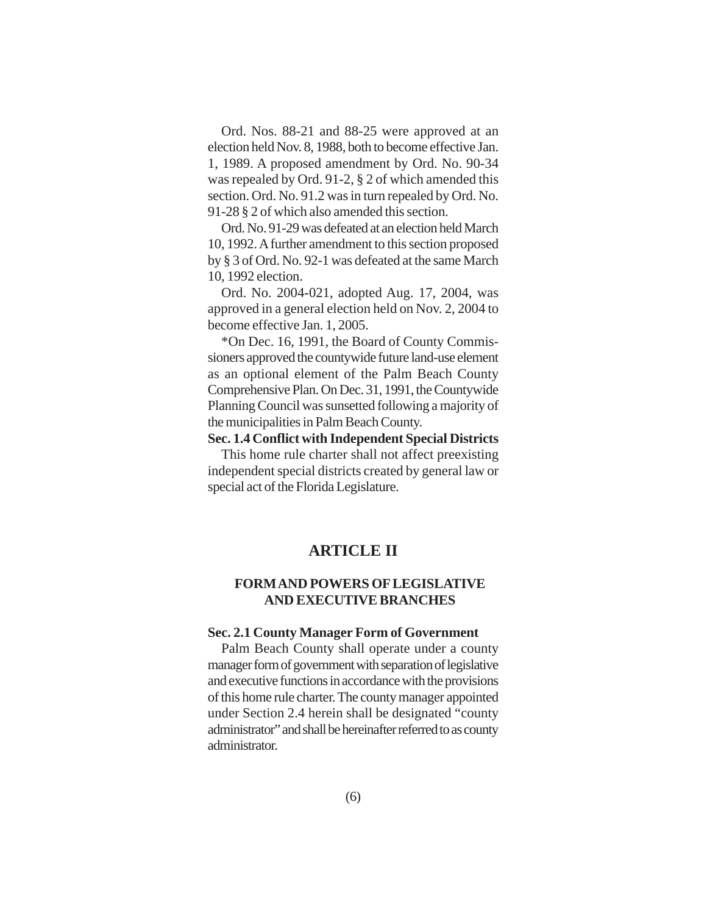Ord. Nos. 88-21 and 88-25 were approved at an election held Nov. 8, 1988, both to become effective Jan. 1, 1989. A proposed amendment by Ord. No. 90-34 was repealed by Ord. 91-2, § 2 of which amended this section. Ord. No. 91.2 was in turn repealed by Ord. No. 91-28 § 2 of which also amended this section.

Ord. No. 91-29 was defeated at an election held March 10, 1992. A further amendment to this section proposed by § 3 of Ord. No. 92-1 was defeated at the same March 10, 1992 election.

Ord. No. 2004-021, adopted Aug. 17, 2004, was approved in a general election held on Nov. 2, 2004 to become effective Jan. 1, 2005.

*On Dec. 16, 1991, the Board of County Commissioners approved the countywide future land-use element as an optional element of the Palm Beach County Comprehensive Plan. On Dec. 31, 1991, the Countywide Planning Council was sunsetted following a majority of the municipalities in Palm Beach County.

**Sec. 1.4 Conflict with Independent Special Districts**

This home rule charter shall not affect preexisting independent special districts created by general law or special act of the Florida Legislature.

# ARTICLE II

## FORM AND POWERS OF LEGISLATIVE AND EXECUTIVE BRANCHES

**Sec. 2.1 County Manager Form of Government**

Palm Beach County shall operate under a county manager form of government with separation of legislative and executive functions in accordance with the provisions of this home rule charter. The county manager appointed under Section 2.4 herein shall be designated "county administrator" and shall be hereinafter referred to as county administrator.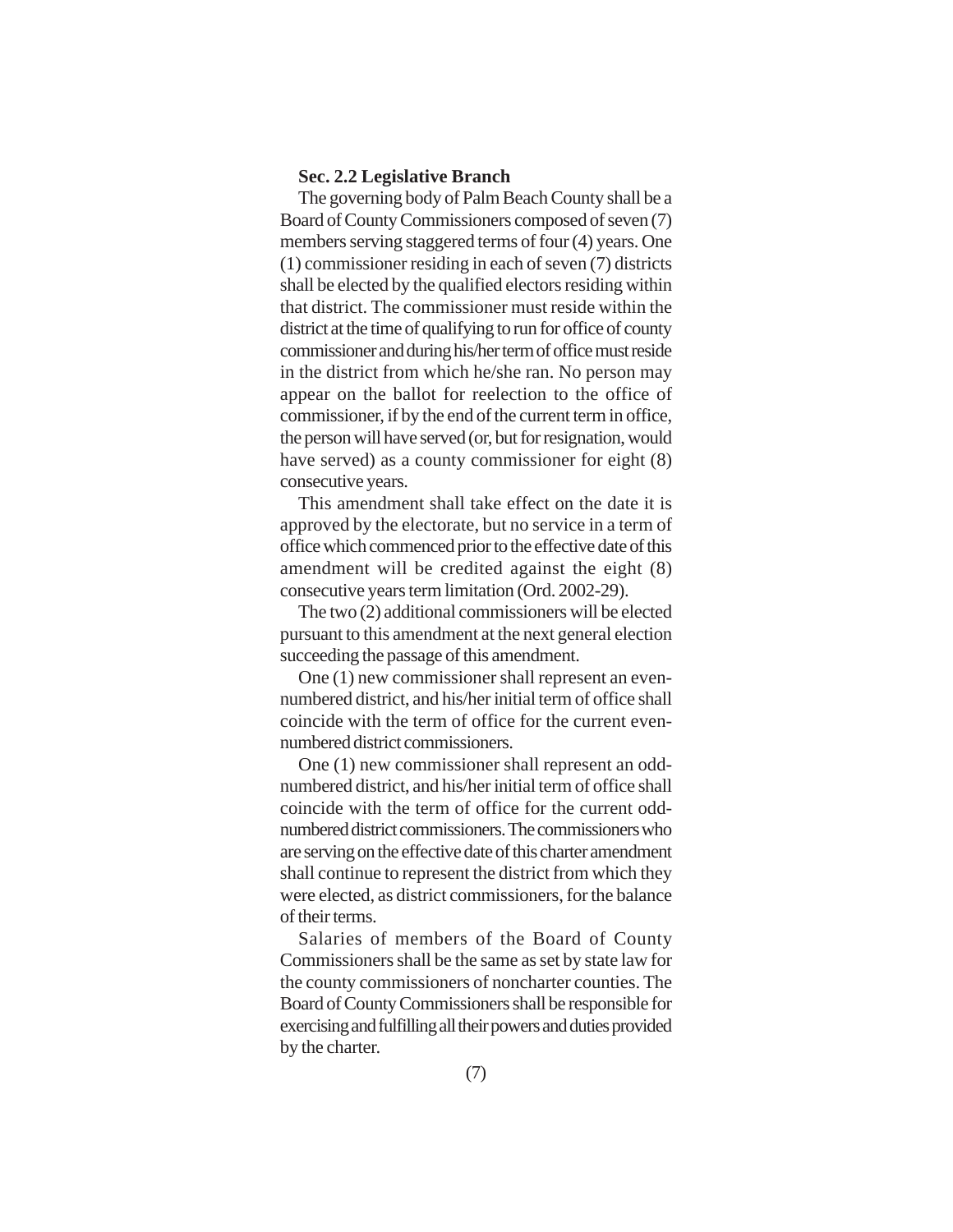**Sec. 2.2 Legislative Branch**

The governing body of Palm Beach County shall be a Board of County Commissioners composed of seven (7) members serving staggered terms of four (4) years. One (1) commissioner residing in each of seven (7) districts shall be elected by the qualified electors residing within that district. The commissioner must reside within the district at the time of qualifying to run for office of county commissioner and during his/her term of office must reside in the district from which he/she ran. No person may appear on the ballot for reelection to the office of commissioner, if by the end of the current term in office, the person will have served (or, but for resignation, would have served) as a county commissioner for eight (8) consecutive years.

This amendment shall take effect on the date it is approved by the electorate, but no service in a term of office which commenced prior to the effective date of this amendment will be credited against the eight (8) consecutive years term limitation (Ord. 2002-29).

The two (2) additional commissioners will be elected pursuant to this amendment at the next general election succeeding the passage of this amendment.

One (1) new commissioner shall represent an even-numbered district, and his/her initial term of office shall coincide with the term of office for the current even-numbered district commissioners.

One (1) new commissioner shall represent an odd-numbered district, and his/her initial term of office shall coincide with the term of office for the current odd-numbered district commissioners. The commissioners who are serving on the effective date of this charter amendment shall continue to represent the district from which they were elected, as district commissioners, for the balance of their terms.

Salaries of members of the Board of County Commissioners shall be the same as set by state law for the county commissioners of noncharter counties. The Board of County Commissioners shall be responsible for exercising and fulfilling all their powers and duties provided by the charter.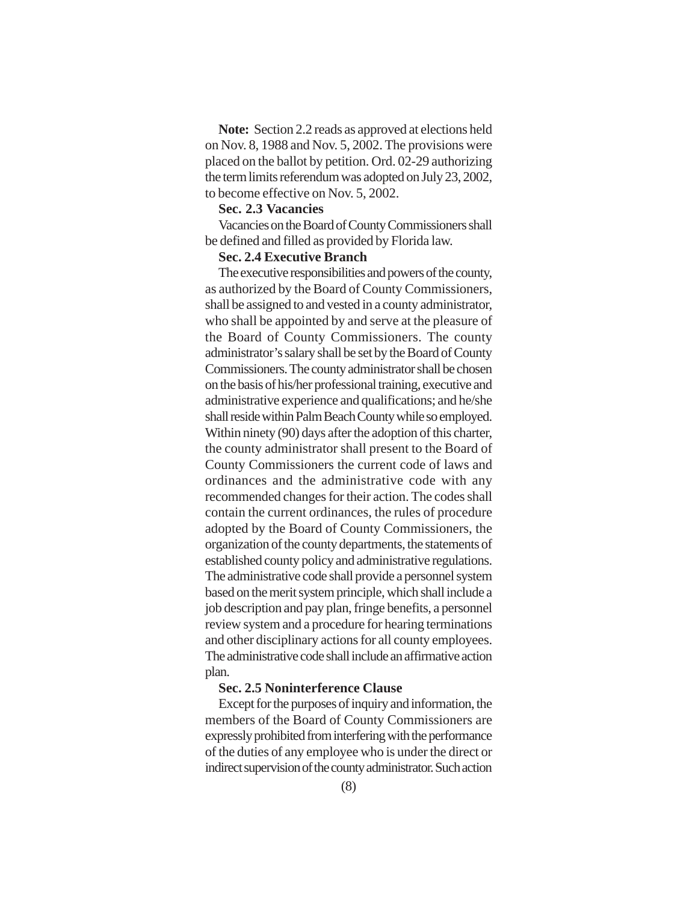**Note:** Section 2.2 reads as approved at elections held on Nov. 8, 1988 and Nov. 5, 2002. The provisions were placed on the ballot by petition. Ord. 02-29 authorizing the term limits referendum was adopted on July 23, 2002, to become effective on Nov. 5, 2002.

**Sec. 2.3 Vacancies**

Vacancies on the Board of County Commissioners shall be defined and filled as provided by Florida law.

**Sec. 2.4 Executive Branch**

The executive responsibilities and powers of the county, as authorized by the Board of County Commissioners, shall be assigned to and vested in a county administrator, who shall be appointed by and serve at the pleasure of the Board of County Commissioners. The county administrator's salary shall be set by the Board of County Commissioners. The county administrator shall be chosen on the basis of his/her professional training, executive and administrative experience and qualifications; and he/she shall reside within Palm Beach County while so employed. Within ninety (90) days after the adoption of this charter, the county administrator shall present to the Board of County Commissioners the current code of laws and ordinances and the administrative code with any recommended changes for their action. The codes shall contain the current ordinances, the rules of procedure adopted by the Board of County Commissioners, the organization of the county departments, the statements of established county policy and administrative regulations. The administrative code shall provide a personnel system based on the merit system principle, which shall include a job description and pay plan, fringe benefits, a personnel review system and a procedure for hearing terminations and other disciplinary actions for all county employees. The administrative code shall include an affirmative action plan.

**Sec. 2.5 Noninterference Clause**

Except for the purposes of inquiry and information, the members of the Board of County Commissioners are expressly prohibited from interfering with the performance of the duties of any employee who is under the direct or indirect supervision of the county administrator. Such action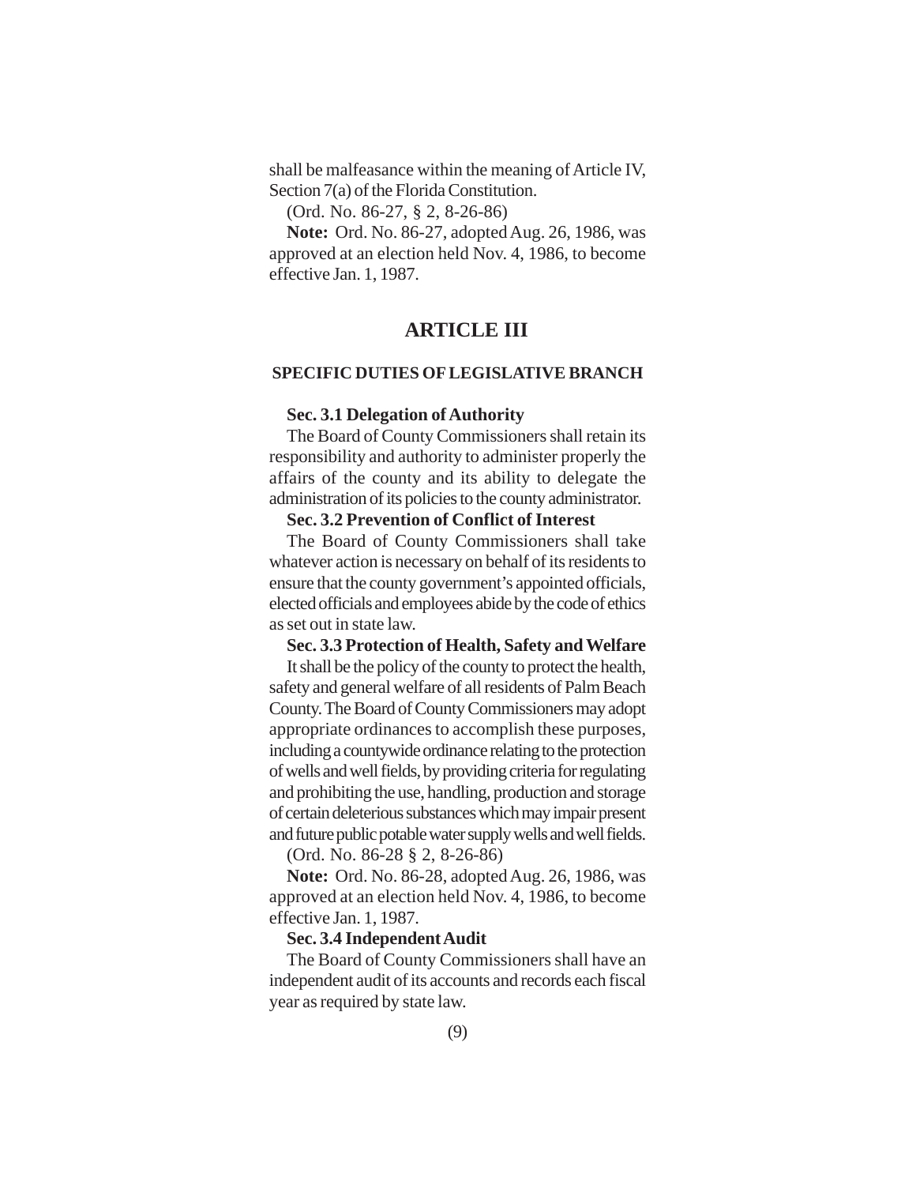shall be malfeasance within the meaning of Article IV, Section 7(a) of the Florida Constitution.

(Ord. No. 86-27, § 2, 8-26-86)

**Note:** Ord. No. 86-27, adopted Aug. 26, 1986, was approved at an election held Nov. 4, 1986, to become effective Jan. 1, 1987.

# ARTICLE III

## SPECIFIC DUTIES OF LEGISLATIVE BRANCH

**Sec. 3.1 Delegation of Authority**

The Board of County Commissioners shall retain its responsibility and authority to administer properly the affairs of the county and its ability to delegate the administration of its policies to the county administrator.

**Sec. 3.2 Prevention of Conflict of Interest**

The Board of County Commissioners shall take whatever action is necessary on behalf of its residents to ensure that the county government's appointed officials, elected officials and employees abide by the code of ethics as set out in state law.

**Sec. 3.3 Protection of Health, Safety and Welfare**

It shall be the policy of the county to protect the health, safety and general welfare of all residents of Palm Beach County. The Board of County Commissioners may adopt appropriate ordinances to accomplish these purposes, including a countywide ordinance relating to the protection of wells and well fields, by providing criteria for regulating and prohibiting the use, handling, production and storage of certain deleterious substances which may impair present and future public potable water supply wells and well fields.

(Ord. No. 86-28 § 2, 8-26-86)

**Note:** Ord. No. 86-28, adopted Aug. 26, 1986, was approved at an election held Nov. 4, 1986, to become effective Jan. 1, 1987.

**Sec. 3.4 Independent Audit**

The Board of County Commissioners shall have an independent audit of its accounts and records each fiscal year as required by state law.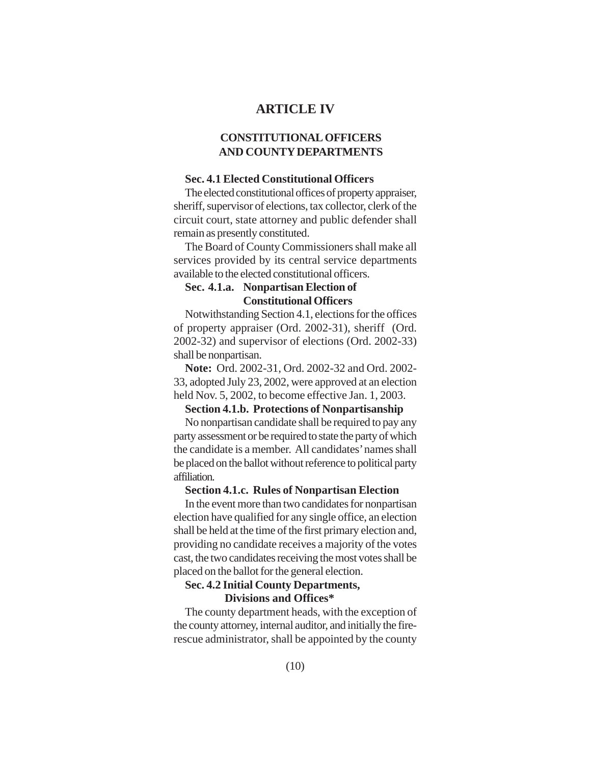# ARTICLE IV

## CONSTITUTIONAL OFFICERS AND COUNTY DEPARTMENTS

### Sec. 4.1 Elected Constitutional Officers

The elected constitutional offices of property appraiser, sheriff, supervisor of elections, tax collector, clerk of the circuit court, state attorney and public defender shall remain as presently constituted.

The Board of County Commissioners shall make all services provided by its central service departments available to the elected constitutional officers.

### Sec. 4.1.a. Nonpartisan Election of Constitutional Officers

Notwithstanding Section 4.1, elections for the offices of property appraiser (Ord. 2002-31), sheriff (Ord. 2002-32) and supervisor of elections (Ord. 2002-33) shall be nonpartisan.

**Note:** Ord. 2002-31, Ord. 2002-32 and Ord. 2002-33, adopted July 23, 2002, were approved at an election held Nov. 5, 2002, to become effective Jan. 1, 2003.

### Section 4.1.b. Protections of Nonpartisanship

No nonpartisan candidate shall be required to pay any party assessment or be required to state the party of which the candidate is a member. All candidates' names shall be placed on the ballot without reference to political party affiliation.

### Section 4.1.c. Rules of Nonpartisan Election

In the event more than two candidates for nonpartisan election have qualified for any single office, an election shall be held at the time of the first primary election and, providing no candidate receives a majority of the votes cast, the two candidates receiving the most votes shall be placed on the ballot for the general election.

### Sec. 4.2 Initial County Departments, Divisions and Offices*

The county department heads, with the exception of the county attorney, internal auditor, and initially the fire-rescue administrator, shall be appointed by the county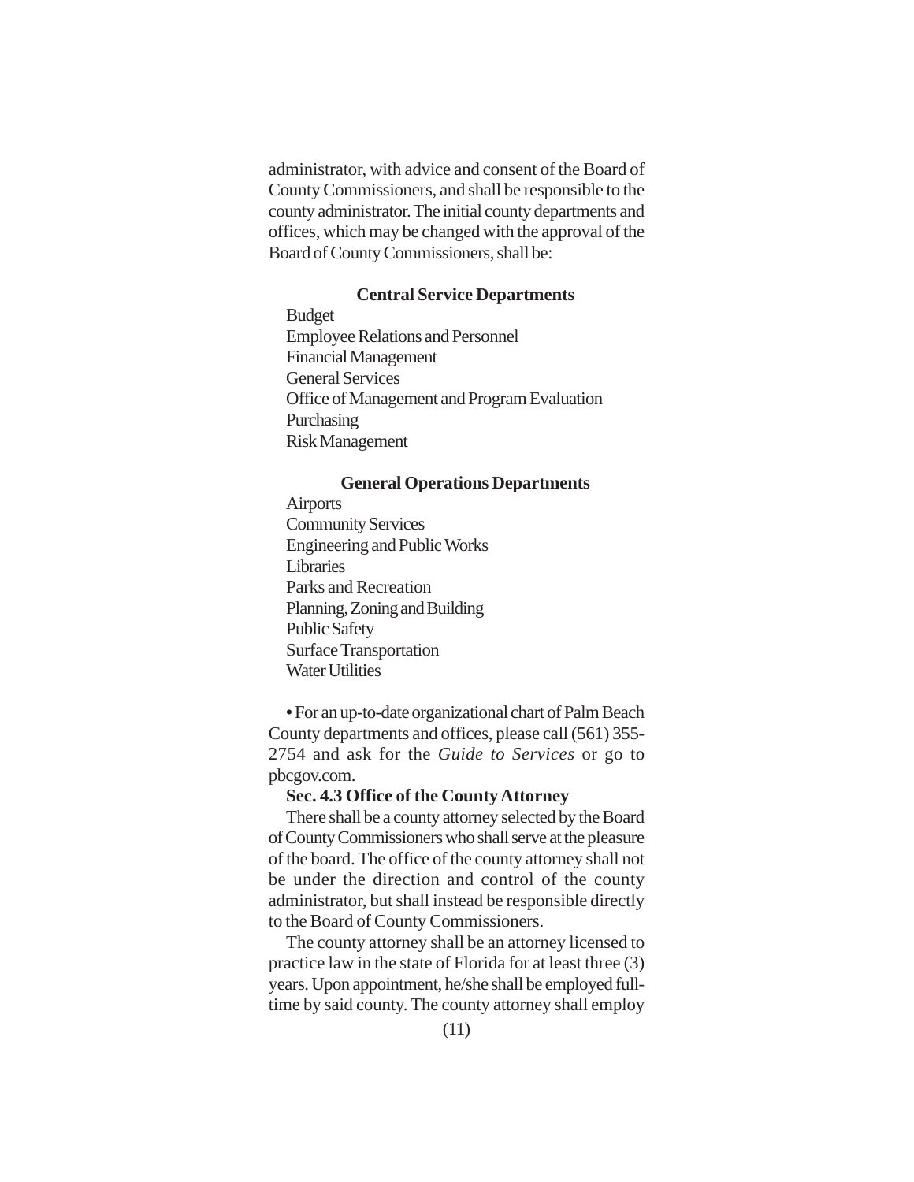administrator, with advice and consent of the Board of County Commissioners, and shall be responsible to the county administrator. The initial county departments and offices, which may be changed with the approval of the Board of County Commissioners, shall be:

**Central Service Departments**

Budget
Employee Relations and Personnel
Financial Management
General Services
Office of Management and Program Evaluation
Purchasing
Risk Management

**General Operations Departments**

Airports
Community Services
Engineering and Public Works
Libraries
Parks and Recreation
Planning, Zoning and Building
Public Safety
Surface Transportation
Water Utilities

• For an up-to-date organizational chart of Palm Beach County departments and offices, please call (561) 355-2754 and ask for the *Guide to Services* or go to pbcgov.com.

**Sec. 4.3 Office of the County Attorney**

There shall be a county attorney selected by the Board of County Commissioners who shall serve at the pleasure of the board. The office of the county attorney shall not be under the direction and control of the county administrator, but shall instead be responsible directly to the Board of County Commissioners.

The county attorney shall be an attorney licensed to practice law in the state of Florida for at least three (3) years. Upon appointment, he/she shall be employed full-time by said county. The county attorney shall employ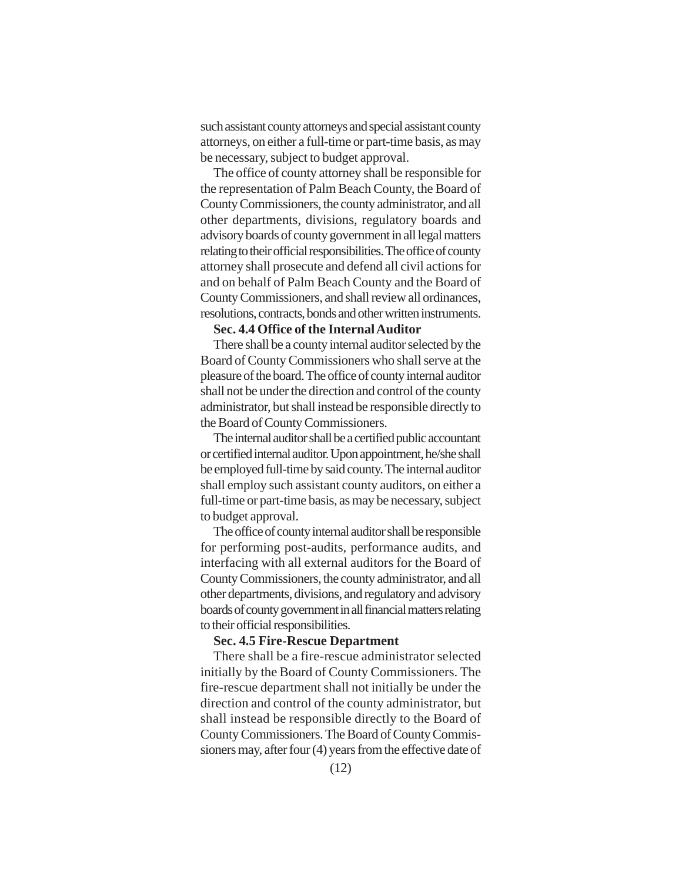such assistant county attorneys and special assistant county attorneys, on either a full-time or part-time basis, as may be necessary, subject to budget approval.

The office of county attorney shall be responsible for the representation of Palm Beach County, the Board of County Commissioners, the county administrator, and all other departments, divisions, regulatory boards and advisory boards of county government in all legal matters relating to their official responsibilities. The office of county attorney shall prosecute and defend all civil actions for and on behalf of Palm Beach County and the Board of County Commissioners, and shall review all ordinances, resolutions, contracts, bonds and other written instruments.

**Sec. 4.4 Office of the Internal Auditor**

There shall be a county internal auditor selected by the Board of County Commissioners who shall serve at the pleasure of the board. The office of county internal auditor shall not be under the direction and control of the county administrator, but shall instead be responsible directly to the Board of County Commissioners.

The internal auditor shall be a certified public accountant or certified internal auditor. Upon appointment, he/she shall be employed full-time by said county. The internal auditor shall employ such assistant county auditors, on either a full-time or part-time basis, as may be necessary, subject to budget approval.

The office of county internal auditor shall be responsible for performing post-audits, performance audits, and interfacing with all external auditors for the Board of County Commissioners, the county administrator, and all other departments, divisions, and regulatory and advisory boards of county government in all financial matters relating to their official responsibilities.

**Sec. 4.5 Fire-Rescue Department**

There shall be a fire-rescue administrator selected initially by the Board of County Commissioners. The fire-rescue department shall not initially be under the direction and control of the county administrator, but shall instead be responsible directly to the Board of County Commissioners. The Board of County Commissioners may, after four (4) years from the effective date of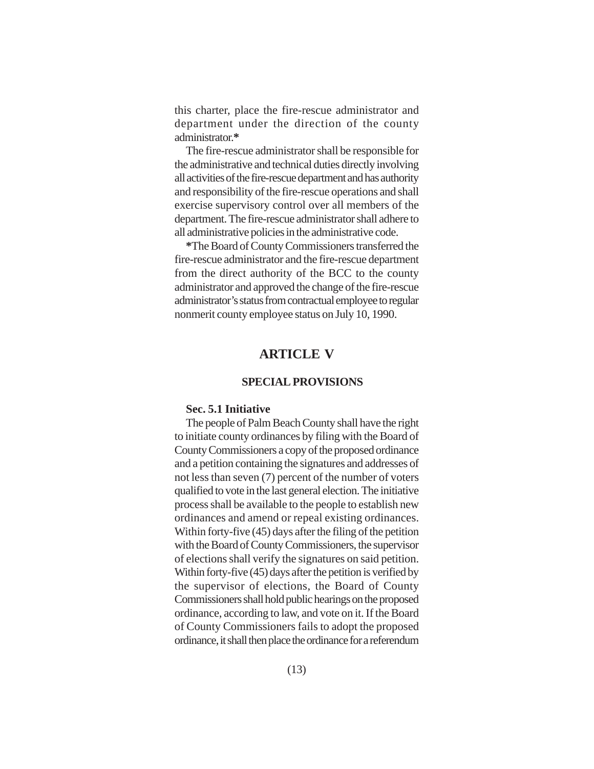this charter, place the fire-rescue administrator and department under the direction of the county administrator.**\***

The fire-rescue administrator shall be responsible for the administrative and technical duties directly involving all activities of the fire-rescue department and has authority and responsibility of the fire-rescue operations and shall exercise supervisory control over all members of the department. The fire-rescue administrator shall adhere to all administrative policies in the administrative code.

**\***The Board of County Commissioners transferred the fire-rescue administrator and the fire-rescue department from the direct authority of the BCC to the county administrator and approved the change of the fire-rescue administrator's status from contractual employee to regular nonmerit county employee status on July 10, 1990.

# ARTICLE V

## SPECIAL PROVISIONS

### Sec. 5.1 Initiative

The people of Palm Beach County shall have the right to initiate county ordinances by filing with the Board of County Commissioners a copy of the proposed ordinance and a petition containing the signatures and addresses of not less than seven (7) percent of the number of voters qualified to vote in the last general election. The initiative process shall be available to the people to establish new ordinances and amend or repeal existing ordinances. Within forty-five (45) days after the filing of the petition with the Board of County Commissioners, the supervisor of elections shall verify the signatures on said petition. Within forty-five (45) days after the petition is verified by the supervisor of elections, the Board of County Commissioners shall hold public hearings on the proposed ordinance, according to law, and vote on it. If the Board of County Commissioners fails to adopt the proposed ordinance, it shall then place the ordinance for a referendum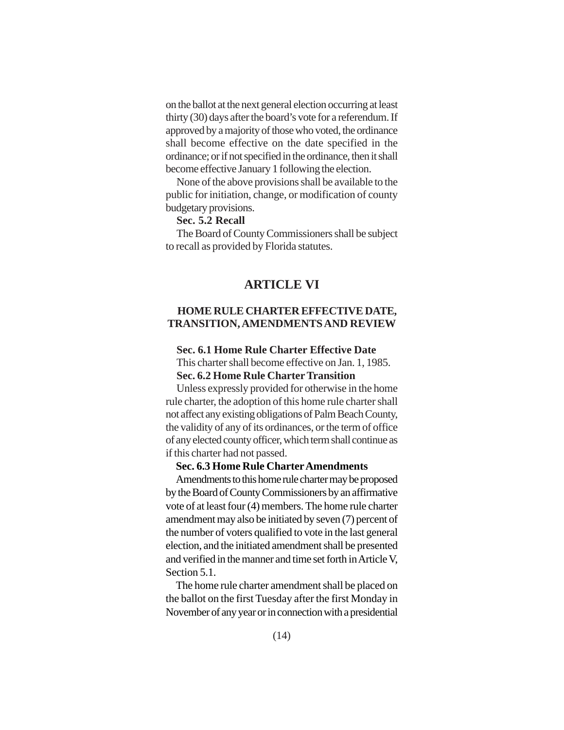on the ballot at the next general election occurring at least thirty (30) days after the board's vote for a referendum. If approved by a majority of those who voted, the ordinance shall become effective on the date specified in the ordinance; or if not specified in the ordinance, then it shall become effective January 1 following the election.

None of the above provisions shall be available to the public for initiation, change, or modification of county budgetary provisions.

**Sec. 5.2 Recall**

The Board of County Commissioners shall be subject to recall as provided by Florida statutes.

# ARTICLE VI

## HOME RULE CHARTER EFFECTIVE DATE, TRANSITION, AMENDMENTS AND REVIEW

**Sec. 6.1 Home Rule Charter Effective Date**

This charter shall become effective on Jan. 1, 1985.

**Sec. 6.2 Home Rule Charter Transition**

Unless expressly provided for otherwise in the home rule charter, the adoption of this home rule charter shall not affect any existing obligations of Palm Beach County, the validity of any of its ordinances, or the term of office of any elected county officer, which term shall continue as if this charter had not passed.

**Sec. 6.3 Home Rule Charter Amendments**

Amendments to this home rule charter may be proposed by the Board of County Commissioners by an affirmative vote of at least four (4) members. The home rule charter amendment may also be initiated by seven (7) percent of the number of voters qualified to vote in the last general election, and the initiated amendment shall be presented and verified in the manner and time set forth in Article V, Section 5.1.

The home rule charter amendment shall be placed on the ballot on the first Tuesday after the first Monday in November of any year or in connection with a presidential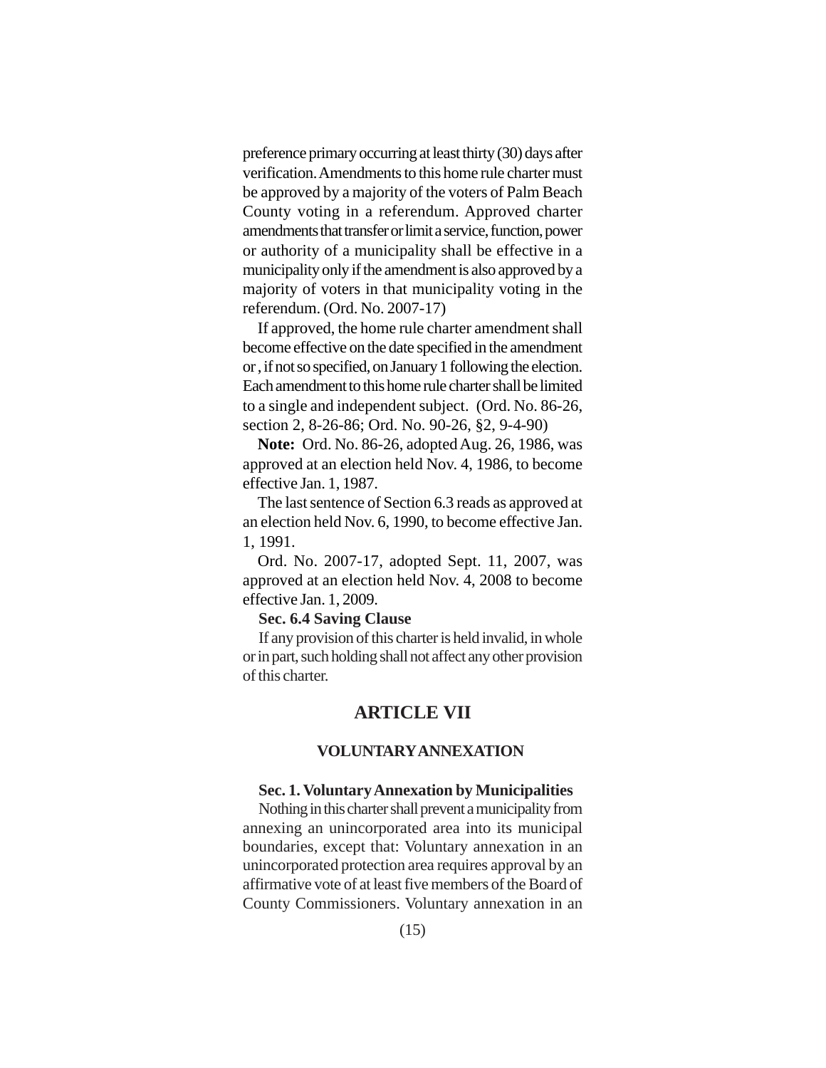preference primary occurring at least thirty (30) days after verification. Amendments to this home rule charter must be approved by a majority of the voters of Palm Beach County voting in a referendum. Approved charter amendments that transfer or limit a service, function, power or authority of a municipality shall be effective in a municipality only if the amendment is also approved by a majority of voters in that municipality voting in the referendum. (Ord. No. 2007-17)

If approved, the home rule charter amendment shall become effective on the date specified in the amendment or , if not so specified, on January 1 following the election. Each amendment to this home rule charter shall be limited to a single and independent subject. (Ord. No. 86-26, section 2, 8-26-86; Ord. No. 90-26, §2, 9-4-90)

**Note:** Ord. No. 86-26, adopted Aug. 26, 1986, was approved at an election held Nov. 4, 1986, to become effective Jan. 1, 1987.

The last sentence of Section 6.3 reads as approved at an election held Nov. 6, 1990, to become effective Jan. 1, 1991.

Ord. No. 2007-17, adopted Sept. 11, 2007, was approved at an election held Nov. 4, 2008 to become effective Jan. 1, 2009.

**Sec. 6.4 Saving Clause**

If any provision of this charter is held invalid, in whole or in part, such holding shall not affect any other provision of this charter.

## ARTICLE VII

### VOLUNTARY ANNEXATION

**Sec. 1. Voluntary Annexation by Municipalities**

Nothing in this charter shall prevent a municipality from annexing an unincorporated area into its municipal boundaries, except that: Voluntary annexation in an unincorporated protection area requires approval by an affirmative vote of at least five members of the Board of County Commissioners. Voluntary annexation in an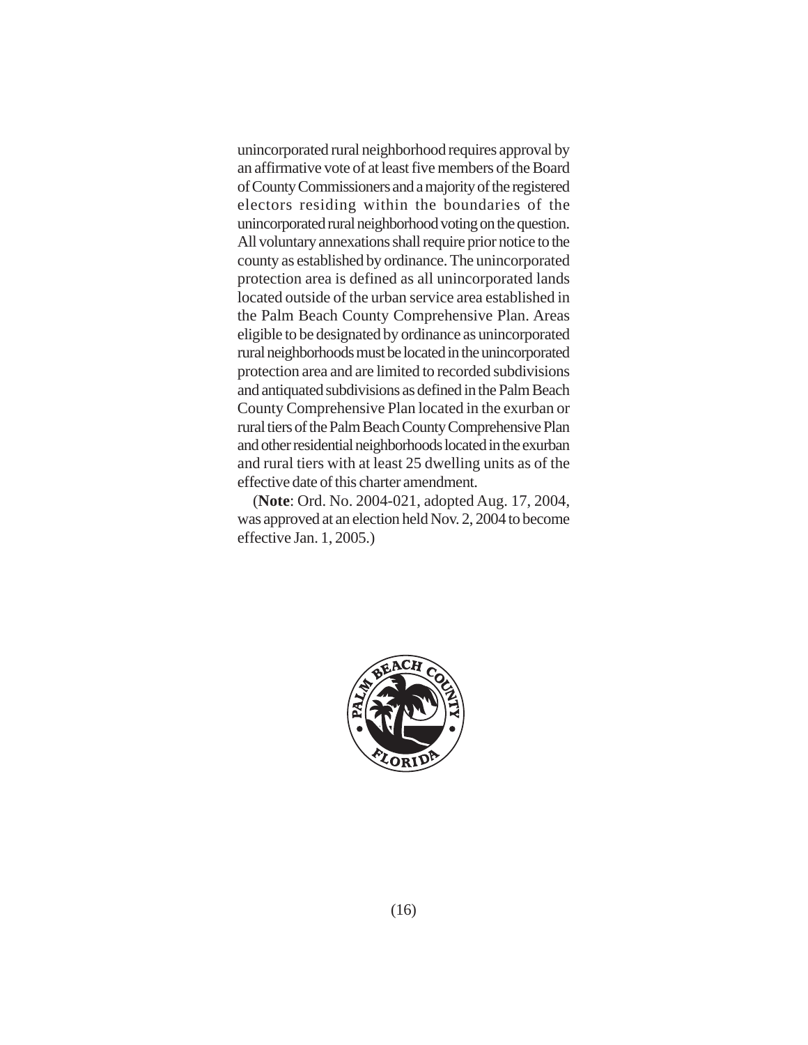unincorporated rural neighborhood requires approval by an affirmative vote of at least five members of the Board of County Commissioners and a majority of the registered electors residing within the boundaries of the unincorporated rural neighborhood voting on the question. All voluntary annexations shall require prior notice to the county as established by ordinance. The unincorporated protection area is defined as all unincorporated lands located outside of the urban service area established in the Palm Beach County Comprehensive Plan. Areas eligible to be designated by ordinance as unincorporated rural neighborhoods must be located in the unincorporated protection area and are limited to recorded subdivisions and antiquated subdivisions as defined in the Palm Beach County Comprehensive Plan located in the exurban or rural tiers of the Palm Beach County Comprehensive Plan and other residential neighborhoods located in the exurban and rural tiers with at least 25 dwelling units as of the effective date of this charter amendment.

(**Note**: Ord. No. 2004-021, adopted Aug. 17, 2004, was approved at an election held Nov. 2, 2004 to become effective Jan. 1, 2005.)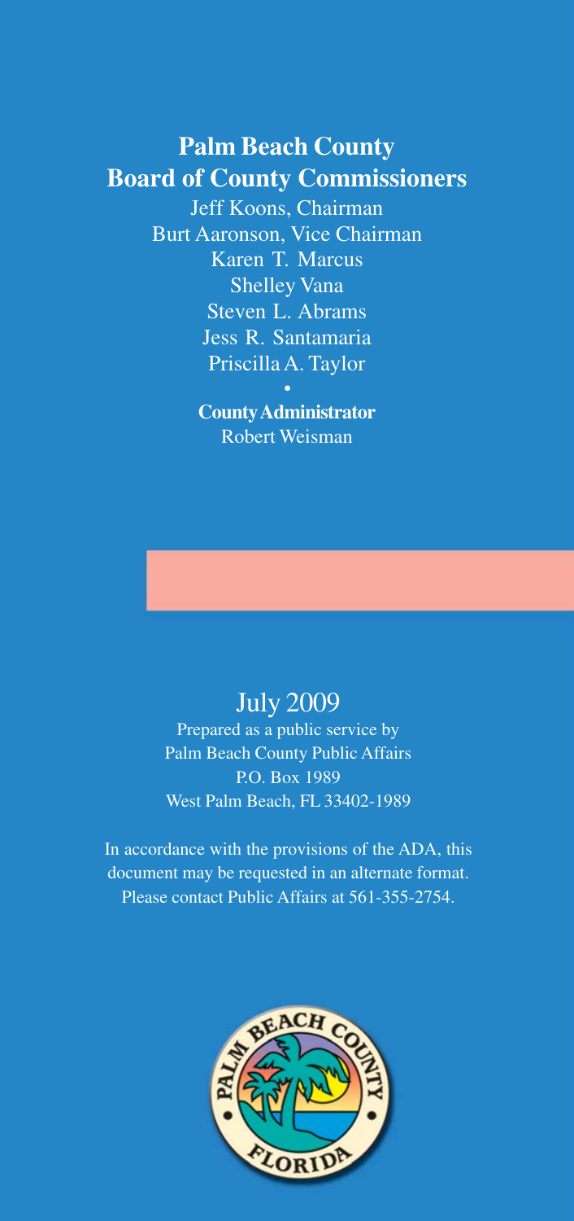## Palm Beach County Board of County Commissioners

Jeff Koons, Chairman
Burt Aaronson, Vice Chairman
Karen T. Marcus
Shelley Vana
Steven L. Abrams
Jess R. Santamaria
Priscilla A. Taylor

•

**County Administrator**
Robert Weisman

July 2009

Prepared as a public service by
Palm Beach County Public Affairs
P.O. Box 1989
West Palm Beach, FL 33402-1989

In accordance with the provisions of the ADA, this document may be requested in an alternate format. Please contact Public Affairs at 561-355-2754.